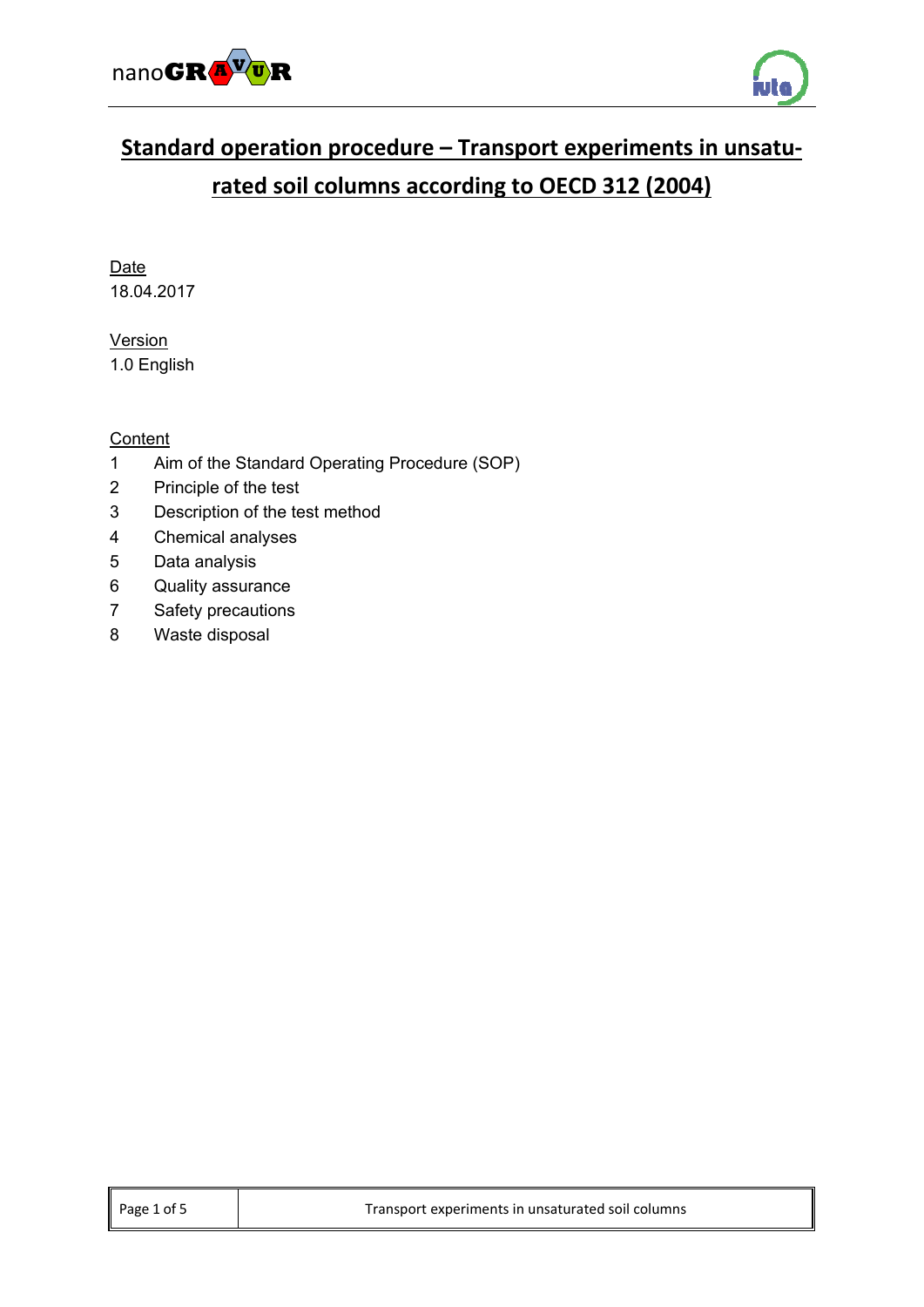# Standard operation procedure – Transport experiments in unsaturated soil columns according to OECD 312 (2004)

Date
18.04.2017

Version
1.0 English

Content

1 Aim of the Standard Operating Procedure (SOP)
2 Principle of the test
3 Description of the test method
4 Chemical analyses
5 Data analysis
6 Quality assurance
7 Safety precautions
8 Waste disposal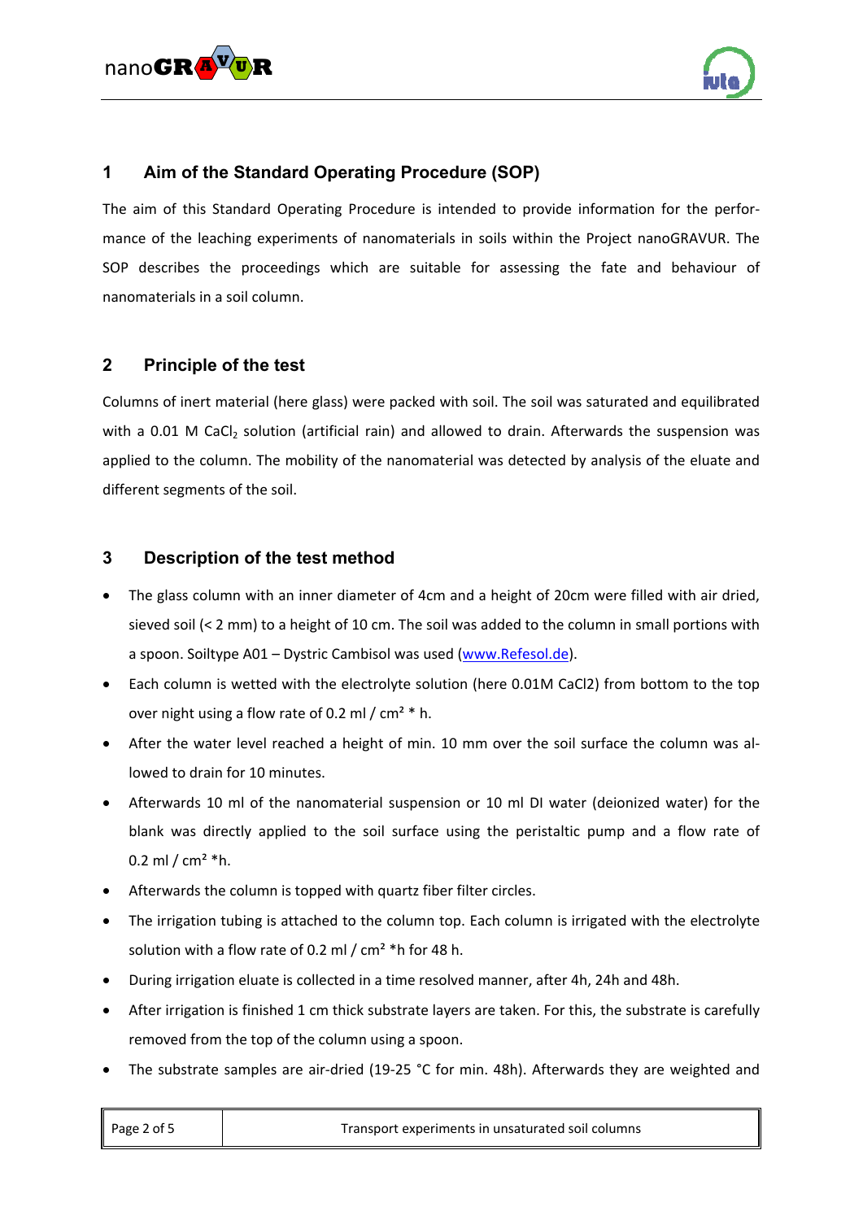## 1 Aim of the Standard Operating Procedure (SOP)

The aim of this Standard Operating Procedure is intended to provide information for the performance of the leaching experiments of nanomaterials in soils within the Project nanoGRAVUR. The SOP describes the proceedings which are suitable for assessing the fate and behaviour of nanomaterials in a soil column.

## 2 Principle of the test

Columns of inert material (here glass) were packed with soil. The soil was saturated and equilibrated with a 0.01 M $CaCl_2$ solution (artificial rain) and allowed to drain. Afterwards the suspension was applied to the column. The mobility of the nanomaterial was detected by analysis of the eluate and different segments of the soil.

## 3 Description of the test method

- The glass column with an inner diameter of 4cm and a height of 20cm were filled with air dried, sieved soil (< 2 mm) to a height of 10 cm. The soil was added to the column in small portions with a spoon. Soiltype A01 – Dystric Cambisol was used (www.Refesol.de).
- Each column is wetted with the electrolyte solution (here 0.01M CaCl2) from bottom to the top over night using a flow rate of 0.2 ml / cm² * h.
- After the water level reached a height of min. 10 mm over the soil surface the column was allowed to drain for 10 minutes.
- Afterwards 10 ml of the nanomaterial suspension or 10 ml DI water (deionized water) for the blank was directly applied to the soil surface using the peristaltic pump and a flow rate of 0.2 ml / cm² *h.
- Afterwards the column is topped with quartz fiber filter circles.
- The irrigation tubing is attached to the column top. Each column is irrigated with the electrolyte solution with a flow rate of 0.2 ml / cm² *h for 48 h.
- During irrigation eluate is collected in a time resolved manner, after 4h, 24h and 48h.
- After irrigation is finished 1 cm thick substrate layers are taken. For this, the substrate is carefully removed from the top of the column using a spoon.
- The substrate samples are air-dried (19-25 °C for min. 48h). Afterwards they are weighted and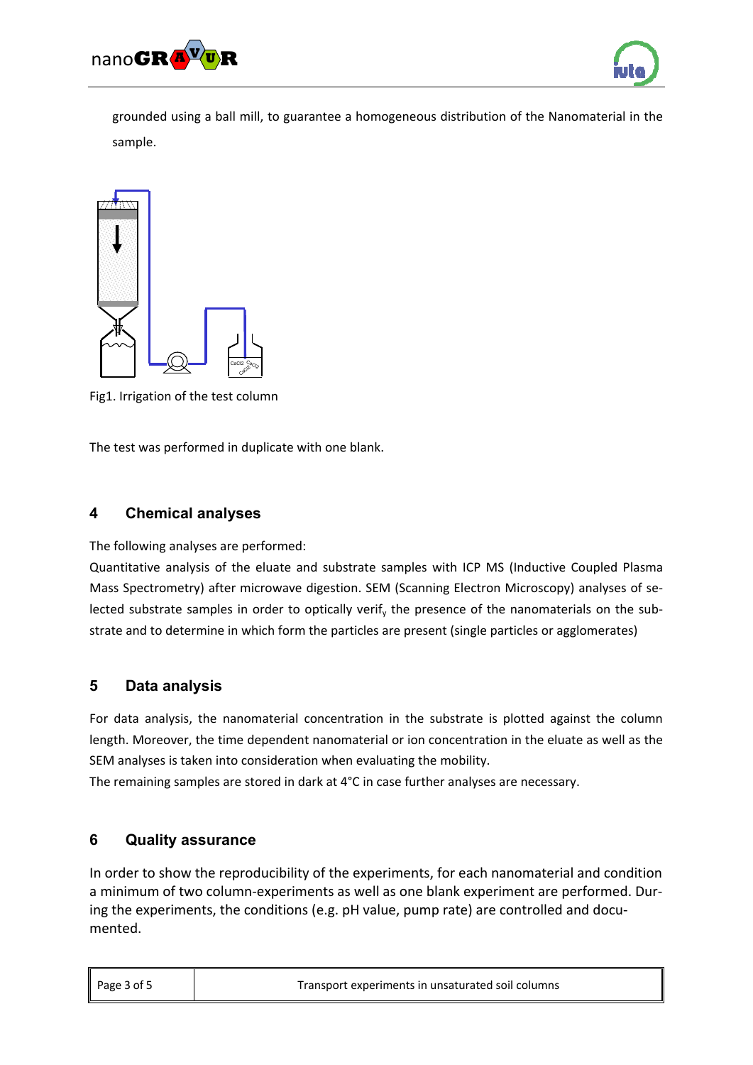grounded using a ball mill, to guarantee a homogeneous distribution of the Nanomaterial in the sample.

Fig1. Irrigation of the test column

The test was performed in duplicate with one blank.

## 4 Chemical analyses

The following analyses are performed:

Quantitative analysis of the eluate and substrate samples with ICP MS (Inductive Coupled Plasma Mass Spectrometry) after microwave digestion. SEM (Scanning Electron Microscopy) analyses of selected substrate samples in order to optically verify the presence of the nanomaterials on the substrate and to determine in which form the particles are present (single particles or agglomerates)

## 5 Data analysis

For data analysis, the nanomaterial concentration in the substrate is plotted against the column length. Moreover, the time dependent nanomaterial or ion concentration in the eluate as well as the SEM analyses is taken into consideration when evaluating the mobility.

The remaining samples are stored in dark at 4°C in case further analyses are necessary.

## 6 Quality assurance

In order to show the reproducibility of the experiments, for each nanomaterial and condition a minimum of two column-experiments as well as one blank experiment are performed. During the experiments, the conditions (e.g. pH value, pump rate) are controlled and documented.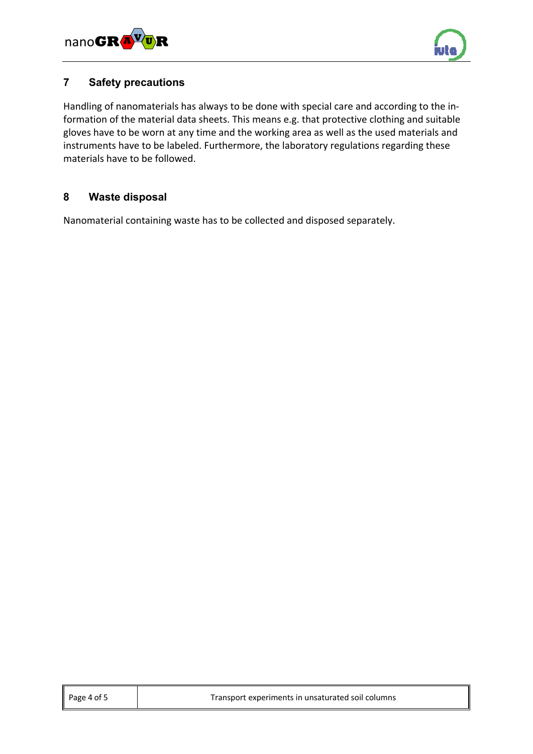## 7 Safety precautions

Handling of nanomaterials has always to be done with special care and according to the information of the material data sheets. This means e.g. that protective clothing and suitable gloves have to be worn at any time and the working area as well as the used materials and instruments have to be labeled. Furthermore, the laboratory regulations regarding these materials have to be followed.

## 8 Waste disposal

Nanomaterial containing waste has to be collected and disposed separately.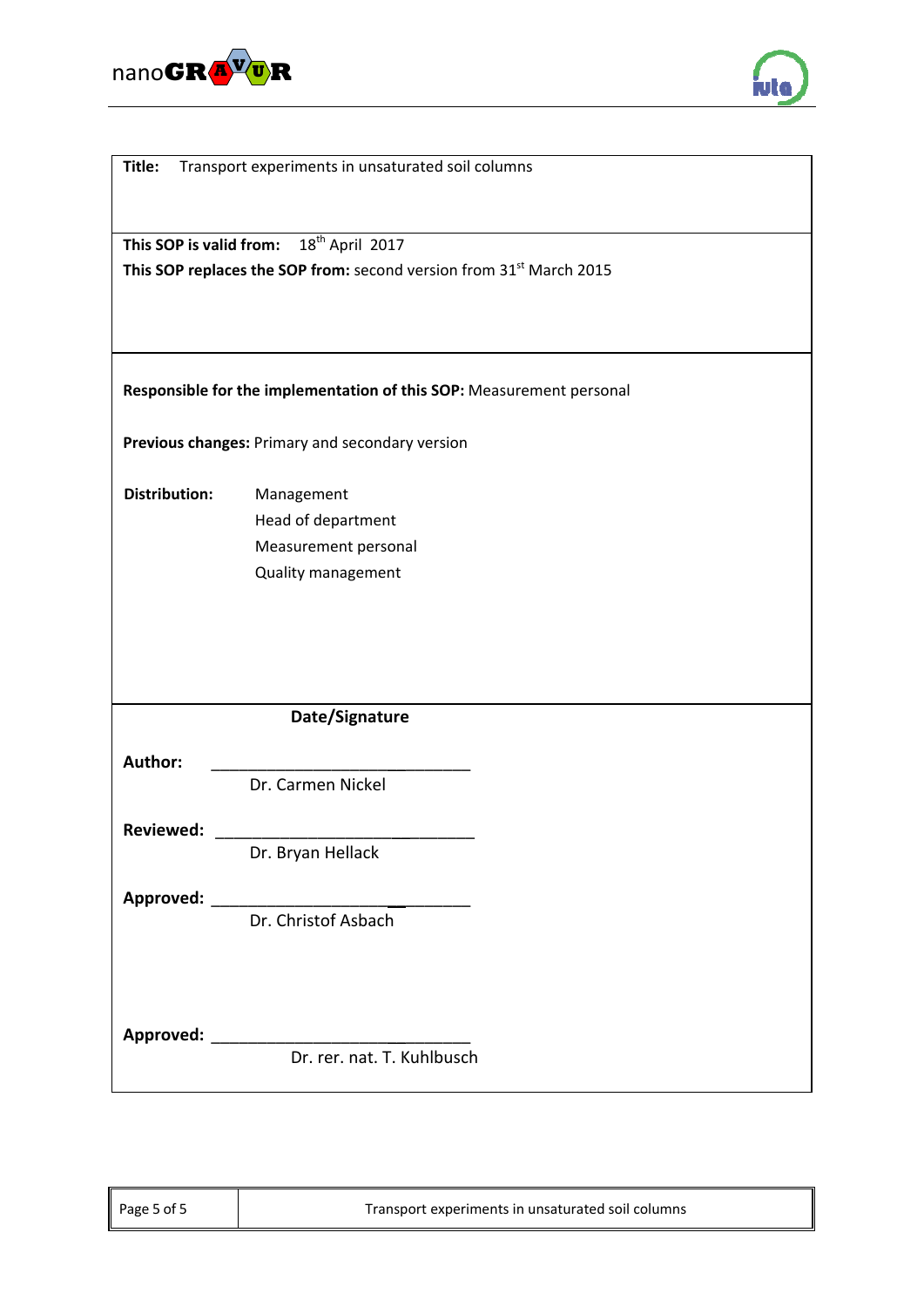**Title:** Transport experiments in unsaturated soil columns

**This SOP is valid from:** 18th April 2017

**This SOP replaces the SOP from:** second version from 31st March 2015

**Responsible for the implementation of this SOP:** Measurement personal

**Previous changes:** Primary and secondary version

**Distribution:**

- Management
- Head of department
- Measurement personal
- Quality management

**Date/Signature**

**Author:** ______________________________

Dr. Carmen Nickel

**Reviewed:** ______________________________

Dr. Bryan Hellack

**Approved:** ______________________________

Dr. Christof Asbach

**Approved:** ______________________________

Dr. rer. nat. T. Kuhlbusch